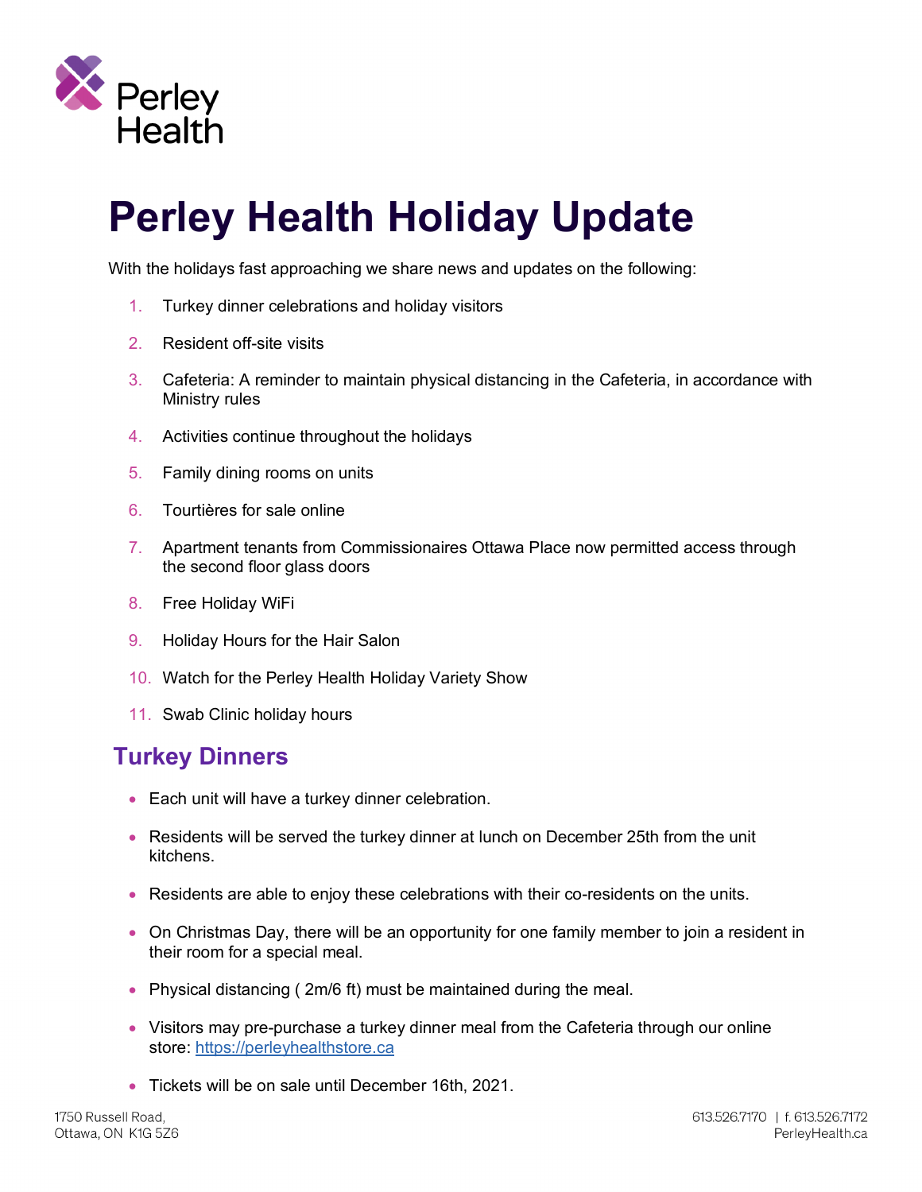Perley Health

# Perley Health Holiday Update

With the holidays fast approaching we share news and updates on the following:

1. Turkey dinner celebrations and holiday visitors
2. Resident off-site visits
3. Cafeteria: A reminder to maintain physical distancing in the Cafeteria, in accordance with Ministry rules
4. Activities continue throughout the holidays
5. Family dining rooms on units
6. Tourtières for sale online
7. Apartment tenants from Commissionaires Ottawa Place now permitted access through the second floor glass doors
8. Free Holiday WiFi
9. Holiday Hours for the Hair Salon
10. Watch for the Perley Health Holiday Variety Show
11. Swab Clinic holiday hours

## Turkey Dinners

- Each unit will have a turkey dinner celebration.
- Residents will be served the turkey dinner at lunch on December 25th from the unit kitchens.
- Residents are able to enjoy these celebrations with their co-residents on the units.
- On Christmas Day, there will be an opportunity for one family member to join a resident in their room for a special meal.
- Physical distancing ( 2m/6 ft) must be maintained during the meal.
- Visitors may pre-purchase a turkey dinner meal from the Cafeteria through our online store: https://perleyhealthstore.ca
- Tickets will be on sale until December 16th, 2021.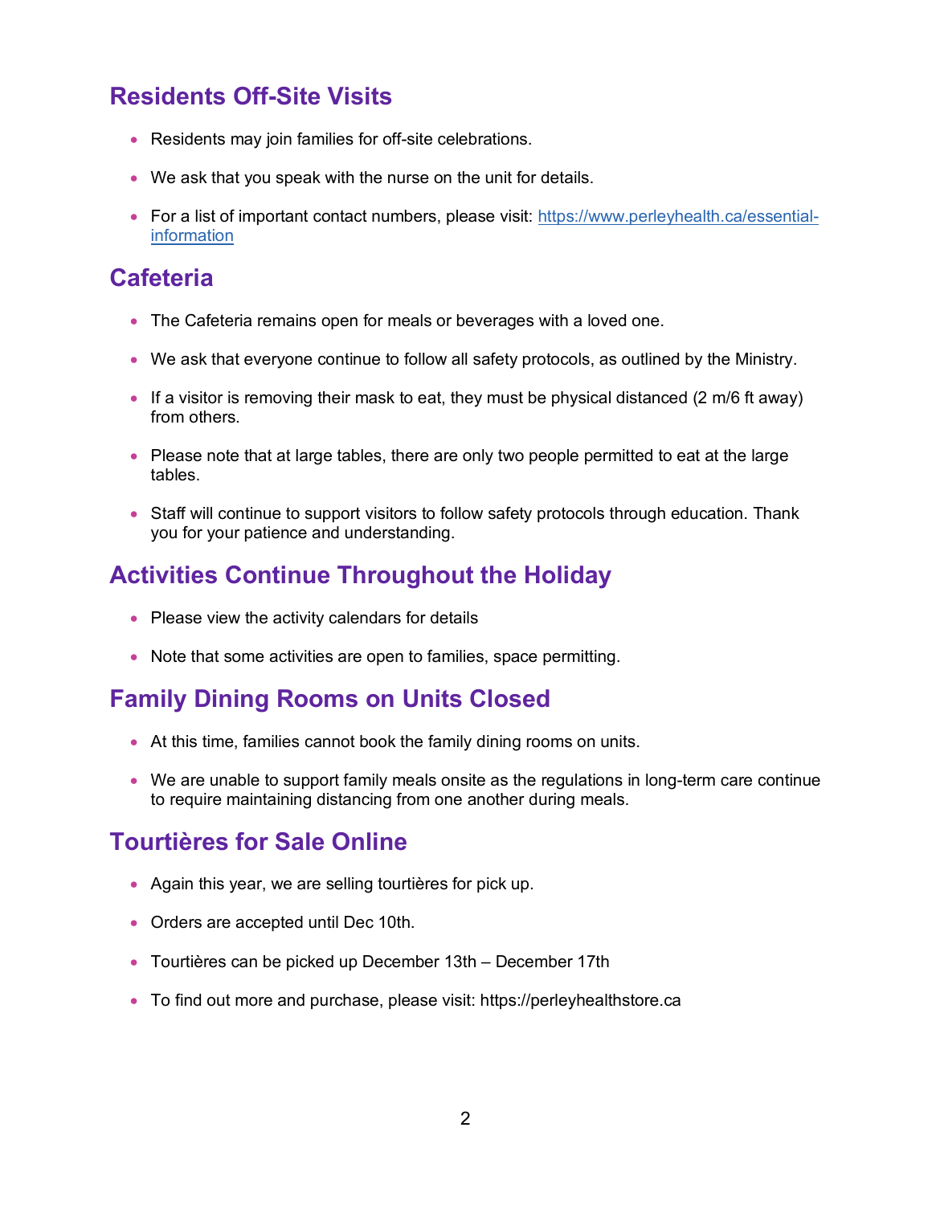## Residents Off-Site Visits

- Residents may join families for off-site celebrations.
- We ask that you speak with the nurse on the unit for details.
- For a list of important contact numbers, please visit: [https://www.perleyhealth.ca/essential-information](https://www.perleyhealth.ca/essential-information)

## Cafeteria

- The Cafeteria remains open for meals or beverages with a loved one.
- We ask that everyone continue to follow all safety protocols, as outlined by the Ministry.
- If a visitor is removing their mask to eat, they must be physical distanced (2 m/6 ft away) from others.
- Please note that at large tables, there are only two people permitted to eat at the large tables.
- Staff will continue to support visitors to follow safety protocols through education. Thank you for your patience and understanding.

## Activities Continue Throughout the Holiday

- Please view the activity calendars for details
- Note that some activities are open to families, space permitting.

## Family Dining Rooms on Units Closed

- At this time, families cannot book the family dining rooms on units.
- We are unable to support family meals onsite as the regulations in long-term care continue to require maintaining distancing from one another during meals.

## Tourtières for Sale Online

- Again this year, we are selling tourtières for pick up.
- Orders are accepted until Dec 10th.
- Tourtières can be picked up December 13th – December 17th
- To find out more and purchase, please visit: https://perleyhealthstore.ca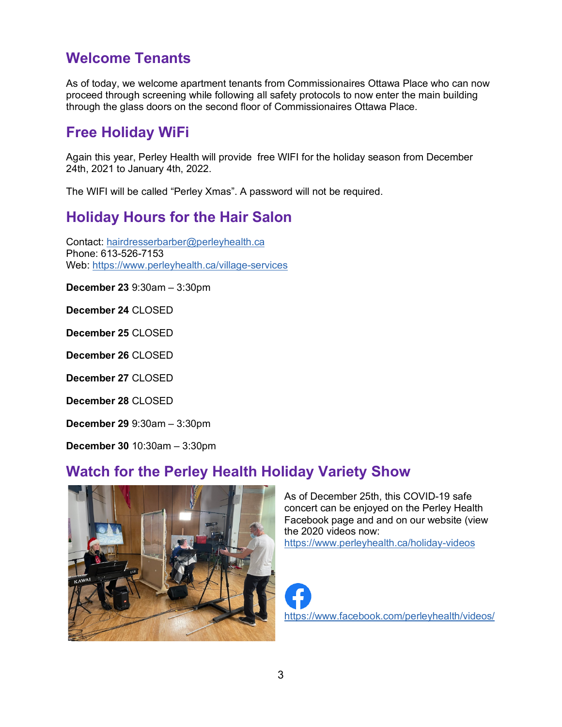## Welcome Tenants

As of today, we welcome apartment tenants from Commissionaires Ottawa Place who can now proceed through screening while following all safety protocols to now enter the main building through the glass doors on the second floor of Commissionaires Ottawa Place.

## Free Holiday WiFi

Again this year, Perley Health will provide  free WIFI for the holiday season from December 24th, 2021 to January 4th, 2022.

The WIFI will be called "Perley Xmas". A password will not be required.

## Holiday Hours for the Hair Salon

Contact: hairdresserbarber@perleyhealth.ca
Phone: 613-526-7153
Web: https://www.perleyhealth.ca/village-services

**December 23** 9:30am – 3:30pm

**December 24** CLOSED

**December 25** CLOSED

**December 26** CLOSED

**December 27** CLOSED

**December 28** CLOSED

**December 29** 9:30am – 3:30pm

**December 30** 10:30am – 3:30pm

## Watch for the Perley Health Holiday Variety Show

As of December 25th, this COVID-19 safe concert can be enjoyed on the Perley Health Facebook page and and on our website (view the 2020 videos now: https://www.perleyhealth.ca/holiday-videos

https://www.facebook.com/perleyhealth/videos/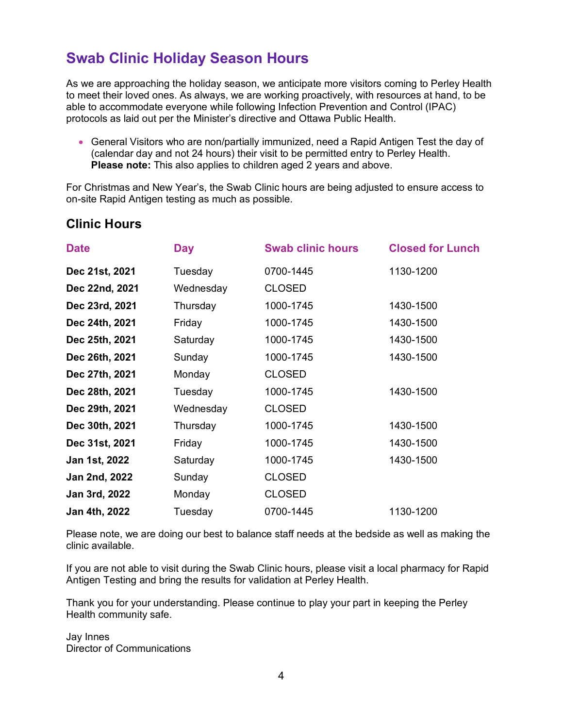## Swab Clinic Holiday Season Hours

As we are approaching the holiday season, we anticipate more visitors coming to Perley Health to meet their loved ones. As always, we are working proactively, with resources at hand, to be able to accommodate everyone while following Infection Prevention and Control (IPAC) protocols as laid out per the Minister's directive and Ottawa Public Health.

- General Visitors who are non/partially immunized, need a Rapid Antigen Test the day of (calendar day and not 24 hours) their visit to be permitted entry to Perley Health. **Please note:** This also applies to children aged 2 years and above.

For Christmas and New Year's, the Swab Clinic hours are being adjusted to ensure access to on-site Rapid Antigen testing as much as possible.

### Clinic Hours

| Date | Day | Swab clinic hours | Closed for Lunch |
|---|---|---|---|
| **Dec 21st, 2021** | Tuesday | 0700-1445 | 1130-1200 |
| **Dec 22nd, 2021** | Wednesday | CLOSED | |
| **Dec 23rd, 2021** | Thursday | 1000-1745 | 1430-1500 |
| **Dec 24th, 2021** | Friday | 1000-1745 | 1430-1500 |
| **Dec 25th, 2021** | Saturday | 1000-1745 | 1430-1500 |
| **Dec 26th, 2021** | Sunday | 1000-1745 | 1430-1500 |
| **Dec 27th, 2021** | Monday | CLOSED | |
| **Dec 28th, 2021** | Tuesday | 1000-1745 | 1430-1500 |
| **Dec 29th, 2021** | Wednesday | CLOSED | |
| **Dec 30th, 2021** | Thursday | 1000-1745 | 1430-1500 |
| **Dec 31st, 2021** | Friday | 1000-1745 | 1430-1500 |
| **Jan 1st, 2022** | Saturday | 1000-1745 | 1430-1500 |
| **Jan 2nd, 2022** | Sunday | CLOSED | |
| **Jan 3rd, 2022** | Monday | CLOSED | |
| **Jan 4th, 2022** | Tuesday | 0700-1445 | 1130-1200 |

Please note, we are doing our best to balance staff needs at the bedside as well as making the clinic available.

If you are not able to visit during the Swab Clinic hours, please visit a local pharmacy for Rapid Antigen Testing and bring the results for validation at Perley Health.

Thank you for your understanding. Please continue to play your part in keeping the Perley Health community safe.

Jay Innes
Director of Communications